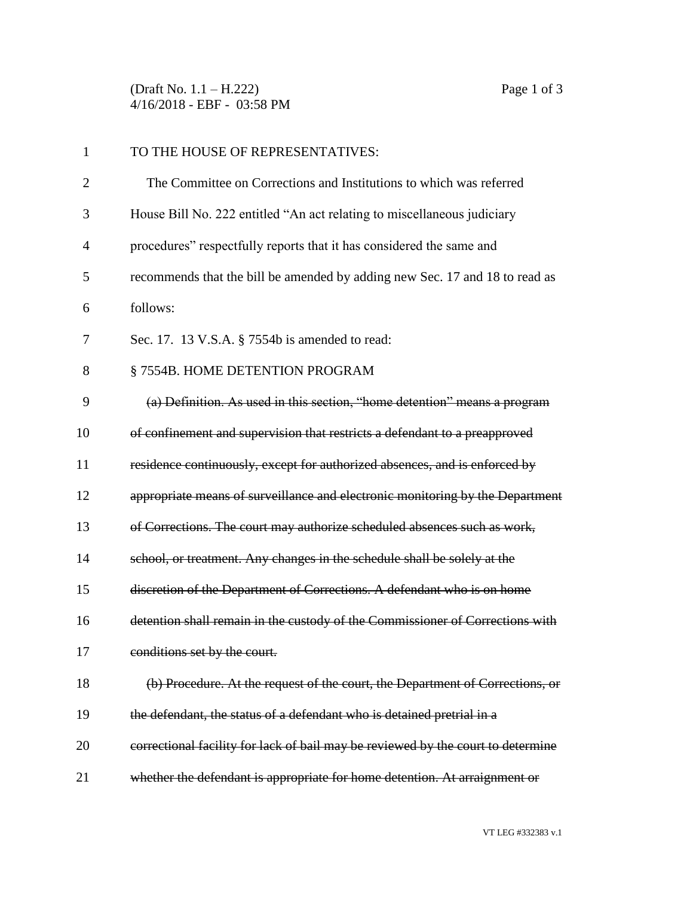TO THE HOUSE OF REPRESENTATIVES:

The Committee on Corrections and Institutions to which was referred House Bill No. 222 entitled "An act relating to miscellaneous judiciary procedures" respectfully reports that it has considered the same and recommends that the bill be amended by adding new Sec. 17 and 18 to read as follows:

Sec. 17. 13 V.S.A. § 7554b is amended to read:

§ 7554B. HOME DETENTION PROGRAM

~~(a) Definition. As used in this section, "home detention" means a program of confinement and supervision that restricts a defendant to a preapproved residence continuously, except for authorized absences, and is enforced by appropriate means of surveillance and electronic monitoring by the Department of Corrections. The court may authorize scheduled absences such as work, school, or treatment. Any changes in the schedule shall be solely at the discretion of the Department of Corrections. A defendant who is on home detention shall remain in the custody of the Commissioner of Corrections with conditions set by the court.~~

~~(b) Procedure. At the request of the court, the Department of Corrections, or the defendant, the status of a defendant who is detained pretrial in a correctional facility for lack of bail may be reviewed by the court to determine whether the defendant is appropriate for home detention. At arraignment or~~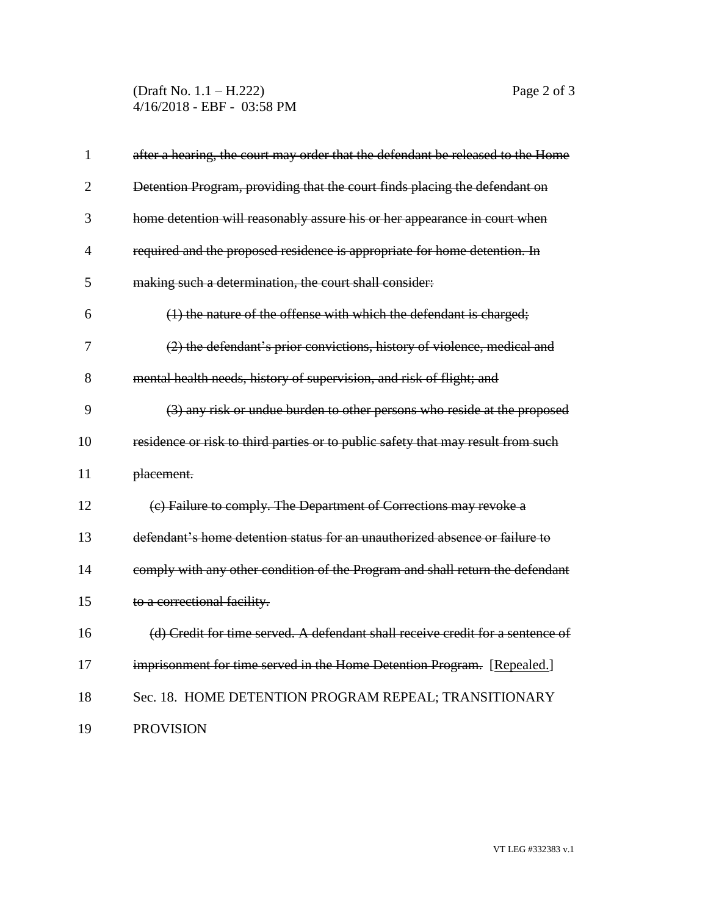~~after a hearing, the court may order that the defendant be released to the Home Detention Program, providing that the court finds placing the defendant on home detention will reasonably assure his or her appearance in court when required and the proposed residence is appropriate for home detention. In making such a determination, the court shall consider:~~

~~(1) the nature of the offense with which the defendant is charged;~~

~~(2) the defendant's prior convictions, history of violence, medical and mental health needs, history of supervision, and risk of flight; and~~

~~(3) any risk or undue burden to other persons who reside at the proposed residence or risk to third parties or to public safety that may result from such placement.~~

~~(c) Failure to comply. The Department of Corrections may revoke a defendant's home detention status for an unauthorized absence or failure to comply with any other condition of the Program and shall return the defendant to a correctional facility.~~

~~(d) Credit for time served. A defendant shall receive credit for a sentence of imprisonment for time served in the Home Detention Program.~~ [<u>Repealed.</u>]

Sec. 18. HOME DETENTION PROGRAM REPEAL; TRANSITIONARY PROVISION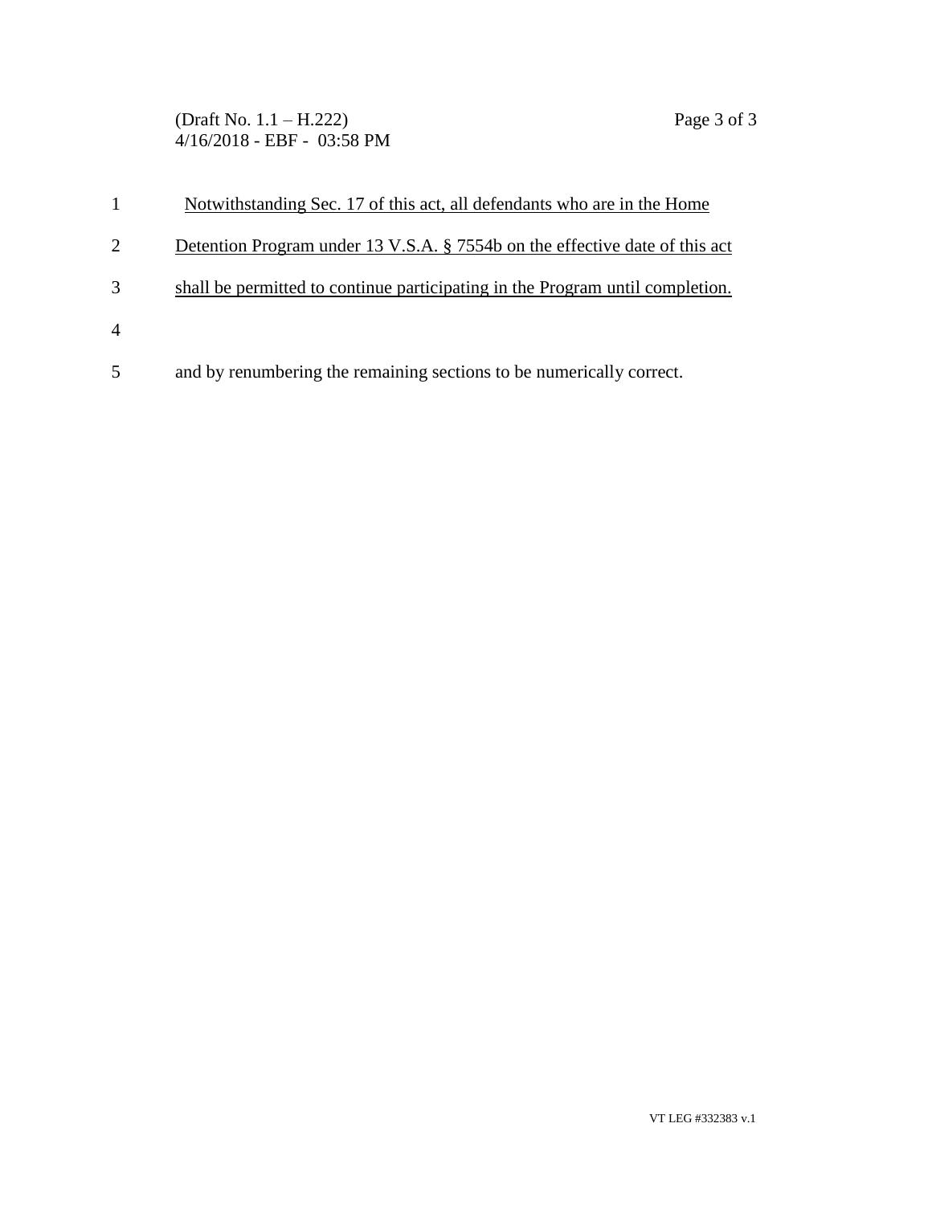Notwithstanding Sec. 17 of this act, all defendants who are in the Home Detention Program under 13 V.S.A. § 7554b on the effective date of this act shall be permitted to continue participating in the Program until completion.

and by renumbering the remaining sections to be numerically correct.